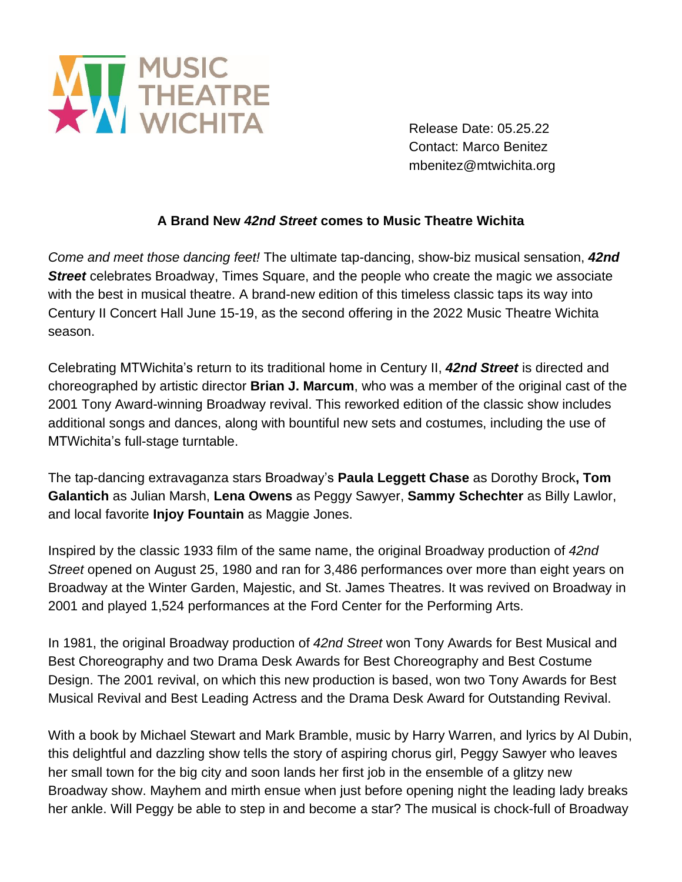MUSIC THEATRE WICHITA

Release Date: 05.25.22
Contact: Marco Benitez
mbenitez@mtwichita.org

**A Brand New *42nd Street* comes to Music Theatre Wichita**

*Come and meet those dancing feet!* The ultimate tap-dancing, show-biz musical sensation, ***42nd Street*** celebrates Broadway, Times Square, and the people who create the magic we associate with the best in musical theatre. A brand-new edition of this timeless classic taps its way into Century II Concert Hall June 15-19, as the second offering in the 2022 Music Theatre Wichita season.

Celebrating MTWichita's return to its traditional home in Century II, ***42nd Street*** is directed and choreographed by artistic director **Brian J. Marcum**, who was a member of the original cast of the 2001 Tony Award-winning Broadway revival. This reworked edition of the classic show includes additional songs and dances, along with bountiful new sets and costumes, including the use of MTWichita's full-stage turntable.

The tap-dancing extravaganza stars Broadway's **Paula Leggett Chase** as Dorothy Brock**, Tom Galantich** as Julian Marsh, **Lena Owens** as Peggy Sawyer, **Sammy Schechter** as Billy Lawlor, and local favorite **Injoy Fountain** as Maggie Jones.

Inspired by the classic 1933 film of the same name, the original Broadway production of *42nd Street* opened on August 25, 1980 and ran for 3,486 performances over more than eight years on Broadway at the Winter Garden, Majestic, and St. James Theatres. It was revived on Broadway in 2001 and played 1,524 performances at the Ford Center for the Performing Arts.

In 1981, the original Broadway production of *42nd Street* won Tony Awards for Best Musical and Best Choreography and two Drama Desk Awards for Best Choreography and Best Costume Design. The 2001 revival, on which this new production is based, won two Tony Awards for Best Musical Revival and Best Leading Actress and the Drama Desk Award for Outstanding Revival.

With a book by Michael Stewart and Mark Bramble, music by Harry Warren, and lyrics by Al Dubin, this delightful and dazzling show tells the story of aspiring chorus girl, Peggy Sawyer who leaves her small town for the big city and soon lands her first job in the ensemble of a glitzy new Broadway show. Mayhem and mirth ensue when just before opening night the leading lady breaks her ankle. Will Peggy be able to step in and become a star? The musical is chock-full of Broadway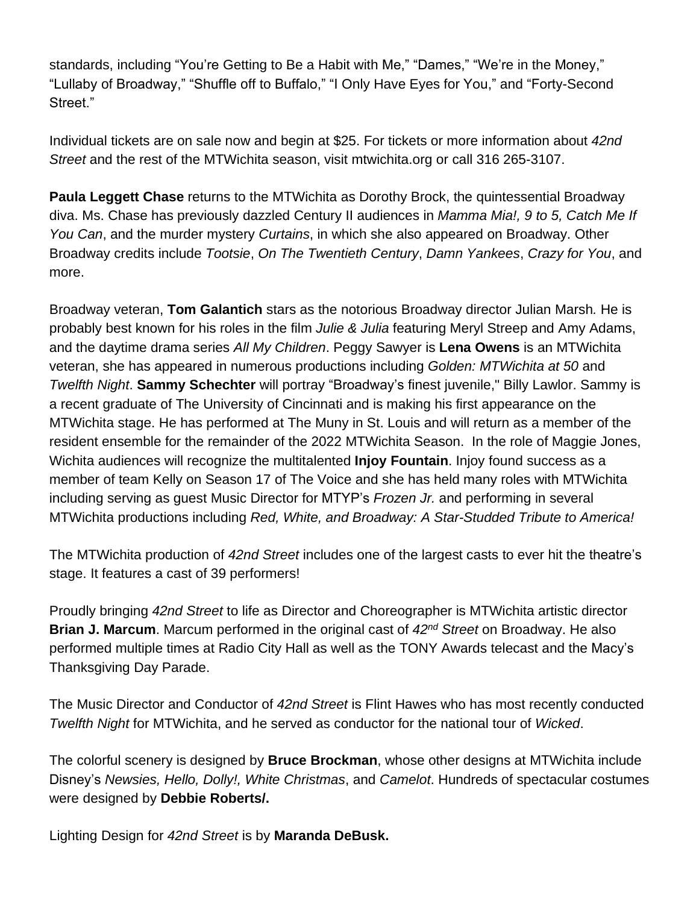standards, including "You're Getting to Be a Habit with Me," "Dames," "We're in the Money," "Lullaby of Broadway," "Shuffle off to Buffalo," "I Only Have Eyes for You," and "Forty-Second Street."

Individual tickets are on sale now and begin at $25. For tickets or more information about *42nd Street* and the rest of the MTWichita season, visit mtwichita.org or call 316 265-3107.

**Paula Leggett Chase** returns to the MTWichita as Dorothy Brock, the quintessential Broadway diva. Ms. Chase has previously dazzled Century II audiences in *Mamma Mia!, 9 to 5, Catch Me If You Can*, and the murder mystery *Curtains*, in which she also appeared on Broadway. Other Broadway credits include *Tootsie*, *On The Twentieth Century*, *Damn Yankees*, *Crazy for You*, and more.

Broadway veteran, **Tom Galantich** stars as the notorious Broadway director Julian Marsh*.* He is probably best known for his roles in the film *Julie & Julia* featuring Meryl Streep and Amy Adams, and the daytime drama series *All My Children*. Peggy Sawyer is **Lena Owens** is an MTWichita veteran, she has appeared in numerous productions including *Golden: MTWichita at 50* and *Twelfth Night*. **Sammy Schechter** will portray "Broadway's finest juvenile," Billy Lawlor. Sammy is a recent graduate of The University of Cincinnati and is making his first appearance on the MTWichita stage. He has performed at The Muny in St. Louis and will return as a member of the resident ensemble for the remainder of the 2022 MTWichita Season. In the role of Maggie Jones, Wichita audiences will recognize the multitalented **Injoy Fountain**. Injoy found success as a member of team Kelly on Season 17 of The Voice and she has held many roles with MTWichita including serving as guest Music Director for MTYP's *Frozen Jr.* and performing in several MTWichita productions including *Red, White, and Broadway: A Star-Studded Tribute to America!*

The MTWichita production of *42nd Street* includes one of the largest casts to ever hit the theatre's stage. It features a cast of 39 performers!

Proudly bringing *42nd Street* to life as Director and Choreographer is MTWichita artistic director **Brian J. Marcum**. Marcum performed in the original cast of *42nd Street* on Broadway. He also performed multiple times at Radio City Hall as well as the TONY Awards telecast and the Macy's Thanksgiving Day Parade.

The Music Director and Conductor of *42nd Street* is Flint Hawes who has most recently conducted *Twelfth Night* for MTWichita, and he served as conductor for the national tour of *Wicked*.

The colorful scenery is designed by **Bruce Brockman**, whose other designs at MTWichita include Disney's *Newsies, Hello, Dolly!, White Christmas*, and *Camelot*. Hundreds of spectacular costumes were designed by **Debbie Roberts/.**

Lighting Design for *42nd Street* is by **Maranda DeBusk.**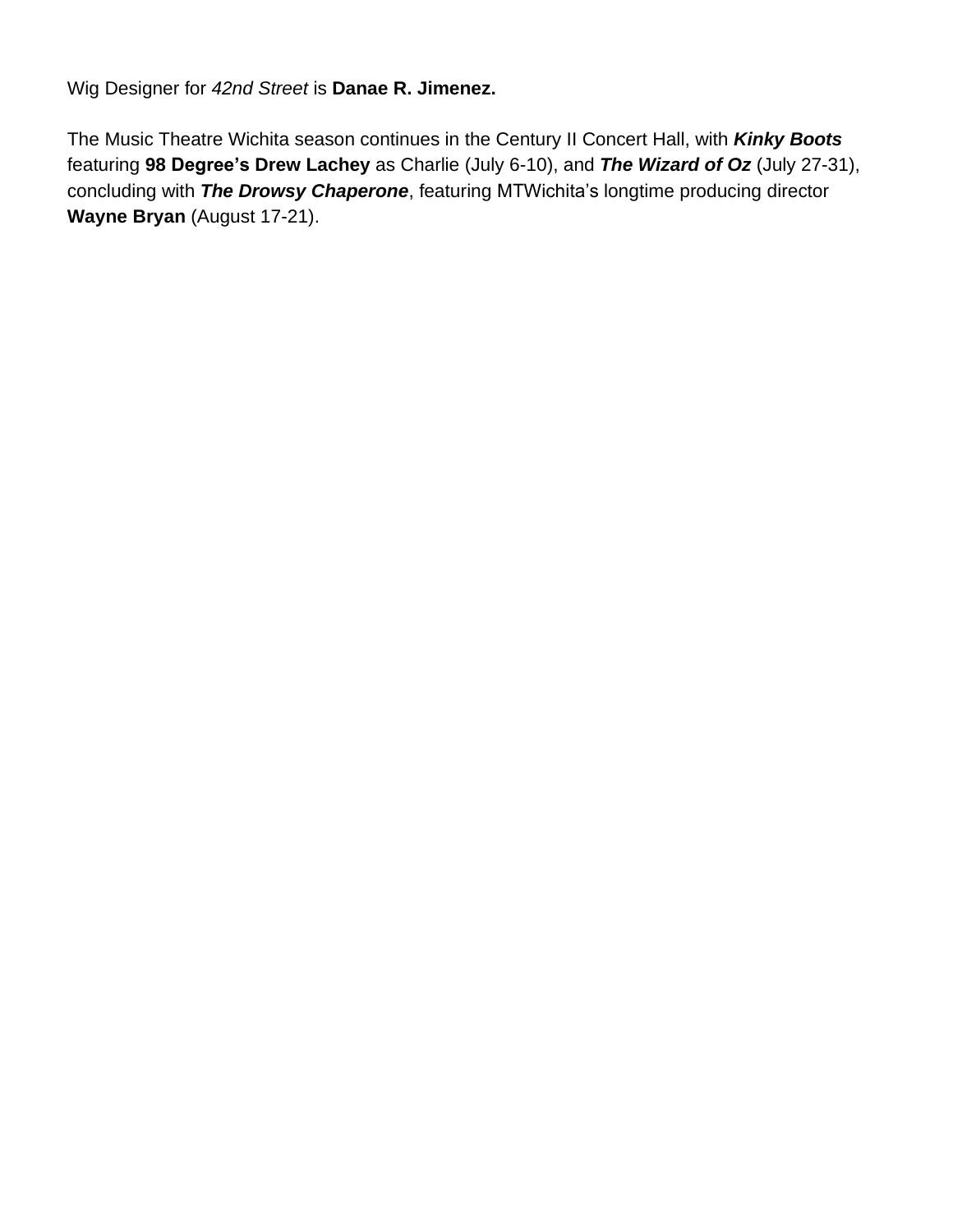Wig Designer for *42nd Street* is **Danae R. Jimenez.**

The Music Theatre Wichita season continues in the Century II Concert Hall, with ***Kinky Boots*** featuring **98 Degree's Drew Lachey** as Charlie (July 6-10), and ***The Wizard of Oz*** (July 27-31), concluding with ***The Drowsy Chaperone***, featuring MTWichita's longtime producing director **Wayne Bryan** (August 17-21).